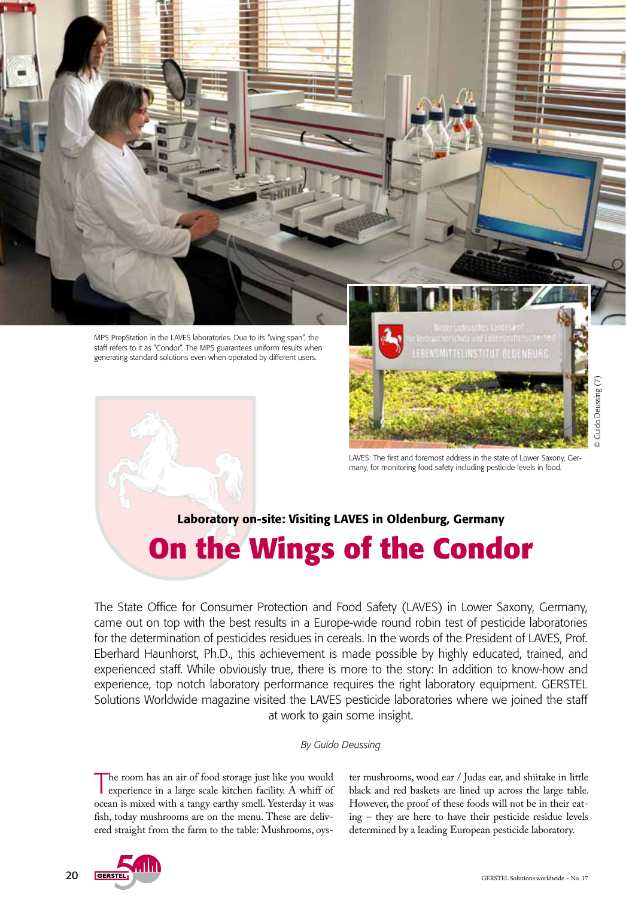MPS PrepStation in the LAVES laboratories. Due to its "wing span", the staff refers to it as "Condor". The MPS guarantees uniform results when generating standard solutions even when operated by different users.

LAVES: The first and foremost address in the state of Lower Saxony, Germany, for monitoring food safety including pesticide levels in food.

© Guido Deussing (7)

### Laboratory on-site: Visiting LAVES in Oldenburg, Germany

# On the Wings of the Condor

The State Office for Consumer Protection and Food Safety (LAVES) in Lower Saxony, Germany, came out on top with the best results in a Europe-wide round robin test of pesticide laboratories for the determination of pesticides residues in cereals. In the words of the President of LAVES, Prof. Eberhard Haunhorst, Ph.D., this achievement is made possible by highly educated, trained, and experienced staff. While obviously true, there is more to the story: In addition to know-how and experience, top notch laboratory performance requires the right laboratory equipment. GERSTEL Solutions Worldwide magazine visited the LAVES pesticide laboratories where we joined the staff at work to gain some insight.

*By Guido Deussing*

The room has an air of food storage just like you would experience in a large scale kitchen facility. A whiff of ocean is mixed with a tangy earthy smell. Yesterday it was fish, today mushrooms are on the menu. These are delivered straight from the farm to the table: Mushrooms, oyster mushrooms, wood ear / Judas ear, and shiitake in little black and red baskets are lined up across the large table. However, the proof of these foods will not be in their eating – they are here to have their pesticide residue levels determined by a leading European pesticide laboratory.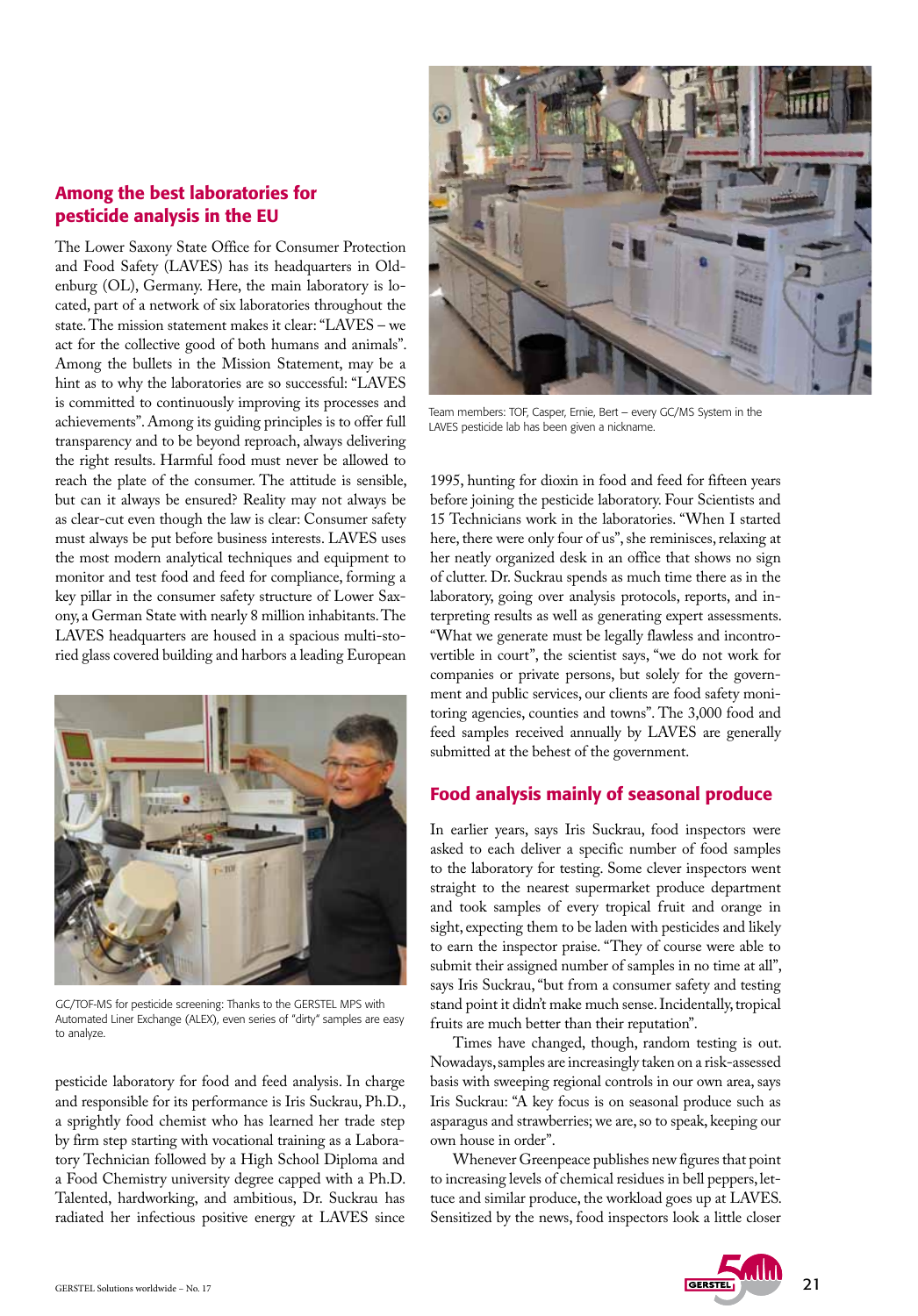## Among the best laboratories for pesticide analysis in the EU

The Lower Saxony State Office for Consumer Protection and Food Safety (LAVES) has its headquarters in Oldenburg (OL), Germany. Here, the main laboratory is located, part of a network of six laboratories throughout the state. The mission statement makes it clear: "LAVES – we act for the collective good of both humans and animals". Among the bullets in the Mission Statement, may be a hint as to why the laboratories are so successful: "LAVES is committed to continuously improving its processes and achievements". Among its guiding principles is to offer full transparency and to be beyond reproach, always delivering the right results. Harmful food must never be allowed to reach the plate of the consumer. The attitude is sensible, but can it always be ensured? Reality may not always be as clear-cut even though the law is clear: Consumer safety must always be put before business interests. LAVES uses the most modern analytical techniques and equipment to monitor and test food and feed for compliance, forming a key pillar in the consumer safety structure of Lower Saxony, a German State with nearly 8 million inhabitants. The LAVES headquarters are housed in a spacious multi-storied glass covered building and harbors a leading European pesticide laboratory for food and feed analysis. In charge and responsible for its performance is Iris Suckrau, Ph.D., a sprightly food chemist who has learned her trade step by firm step starting with vocational training as a Laboratory Technician followed by a High School Diploma and a Food Chemistry university degree capped with a Ph.D. Talented, hardworking, and ambitious, Dr. Suckrau has radiated her infectious positive energy at LAVES since 1995, hunting for dioxin in food and feed for fifteen years before joining the pesticide laboratory. Four Scientists and 15 Technicians work in the laboratories. "When I started here, there were only four of us", she reminisces, relaxing at her neatly organized desk in an office that shows no sign of clutter. Dr. Suckrau spends as much time there as in the laboratory, going over analysis protocols, reports, and interpreting results as well as generating expert assessments. "What we generate must be legally flawless and incontrovertible in court", the scientist says, "we do not work for companies or private persons, but solely for the government and public services, our clients are food safety monitoring agencies, counties and towns". The 3,000 food and feed samples received annually by LAVES are generally submitted at the behest of the government.

GC/TOF-MS for pesticide screening: Thanks to the GERSTEL MPS with Automated Liner Exchange (ALEX), even series of "dirty" samples are easy to analyze.

Team members: TOF, Casper, Ernie, Bert – every GC/MS System in the LAVES pesticide lab has been given a nickname.

## Food analysis mainly of seasonal produce

In earlier years, says Iris Suckrau, food inspectors were asked to each deliver a specific number of food samples to the laboratory for testing. Some clever inspectors went straight to the nearest supermarket produce department and took samples of every tropical fruit and orange in sight, expecting them to be laden with pesticides and likely to earn the inspector praise. "They of course were able to submit their assigned number of samples in no time at all", says Iris Suckrau, "but from a consumer safety and testing stand point it didn't make much sense. Incidentally, tropical fruits are much better than their reputation".

Times have changed, though, random testing is out. Nowadays, samples are increasingly taken on a risk-assessed basis with sweeping regional controls in our own area, says Iris Suckrau: "A key focus is on seasonal produce such as asparagus and strawberries; we are, so to speak, keeping our own house in order".

Whenever Greenpeace publishes new figures that point to increasing levels of chemical residues in bell peppers, lettuce and similar produce, the workload goes up at LAVES. Sensitized by the news, food inspectors look a little closer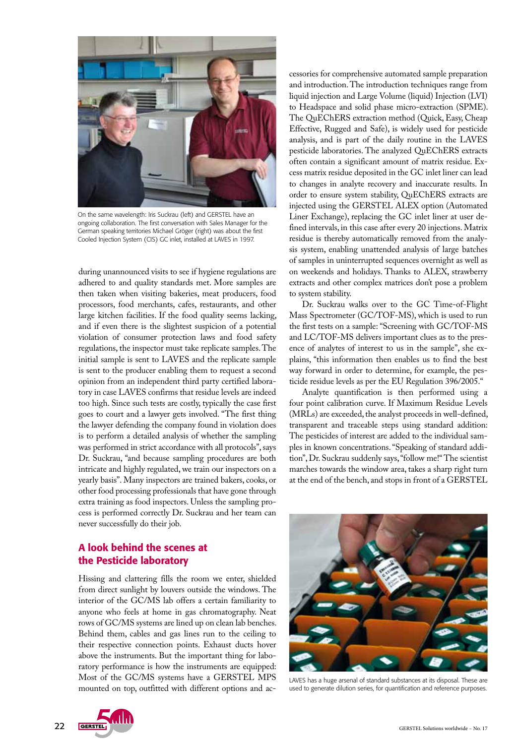On the same wavelength: Iris Suckrau (left) and GERSTEL have an ongoing collaboration. The first conversation with Sales Manager for the German speaking territories Michael Gröger (right) was about the first Cooled Injection System (CIS) GC inlet, installed at LAVES in 1997.

during unannounced visits to see if hygiene regulations are adhered to and quality standards met. More samples are then taken when visiting bakeries, meat producers, food processors, food merchants, cafes, restaurants, and other large kitchen facilities. If the food quality seems lacking, and if even there is the slightest suspicion of a potential violation of consumer protection laws and food safety regulations, the inspector must take replicate samples. The initial sample is sent to LAVES and the replicate sample is sent to the producer enabling them to request a second opinion from an independent third party certified laboratory in case LAVES confirms that residue levels are indeed too high. Since such tests are costly, typically the case first goes to court and a lawyer gets involved. "The first thing the lawyer defending the company found in violation does is to perform a detailed analysis of whether the sampling was performed in strict accordance with all protocols", says Dr. Suckrau, "and because sampling procedures are both intricate and highly regulated, we train our inspectors on a yearly basis". Many inspectors are trained bakers, cooks, or other food processing professionals that have gone through extra training as food inspectors. Unless the sampling process is performed correctly Dr. Suckrau and her team can never successfully do their job.

## A look behind the scenes at the Pesticide laboratory

Hissing and clattering fills the room we enter, shielded from direct sunlight by louvers outside the windows. The interior of the GC/MS lab offers a certain familiarity to anyone who feels at home in gas chromatography. Neat rows of GC/MS systems are lined up on clean lab benches. Behind them, cables and gas lines run to the ceiling to their respective connection points. Exhaust ducts hover above the instruments. But the important thing for laboratory performance is how the instruments are equipped: Most of the GC/MS systems have a GERSTEL MPS mounted on top, outfitted with different options and accessories for comprehensive automated sample preparation and introduction. The introduction techniques range from liquid injection and Large Volume (liquid) Injection (LVI) to Headspace and solid phase micro-extraction (SPME). The QuEChERS extraction method (Quick, Easy, Cheap Effective, Rugged and Safe), is widely used for pesticide analysis, and is part of the daily routine in the LAVES pesticide laboratories. The analyzed QuEChERS extracts often contain a significant amount of matrix residue. Excess matrix residue deposited in the GC inlet liner can lead to changes in analyte recovery and inaccurate results. In order to ensure system stability, QuEChERS extracts are injected using the GERSTEL ALEX option (Automated Liner Exchange), replacing the GC inlet liner at user defined intervals, in this case after every 20 injections. Matrix residue is thereby automatically removed from the analysis system, enabling unattended analysis of large batches of samples in uninterrupted sequences overnight as well as on weekends and holidays. Thanks to ALEX, strawberry extracts and other complex matrices don't pose a problem to system stability.

Dr. Suckrau walks over to the GC Time-of-Flight Mass Spectrometer (GC/TOF-MS), which is used to run the first tests on a sample: "Screening with GC/TOF-MS and LC/TOF-MS delivers important clues as to the presence of analytes of interest to us in the sample", she explains, "this information then enables us to find the best way forward in order to determine, for example, the pesticide residue levels as per the EU Regulation 396/2005."

Analyte quantification is then performed using a four point calibration curve. If Maximum Residue Levels (MRLs) are exceeded, the analyst proceeds in well-defined, transparent and traceable steps using standard addition: The pesticides of interest are added to the individual samples in known concentrations. "Speaking of standard addition", Dr. Suckrau suddenly says, "follow me!" The scientist marches towards the window area, takes a sharp right turn at the end of the bench, and stops in front of a GERSTEL

LAVES has a huge arsenal of standard substances at its disposal. These are used to generate dilution series, for quantification and reference purposes.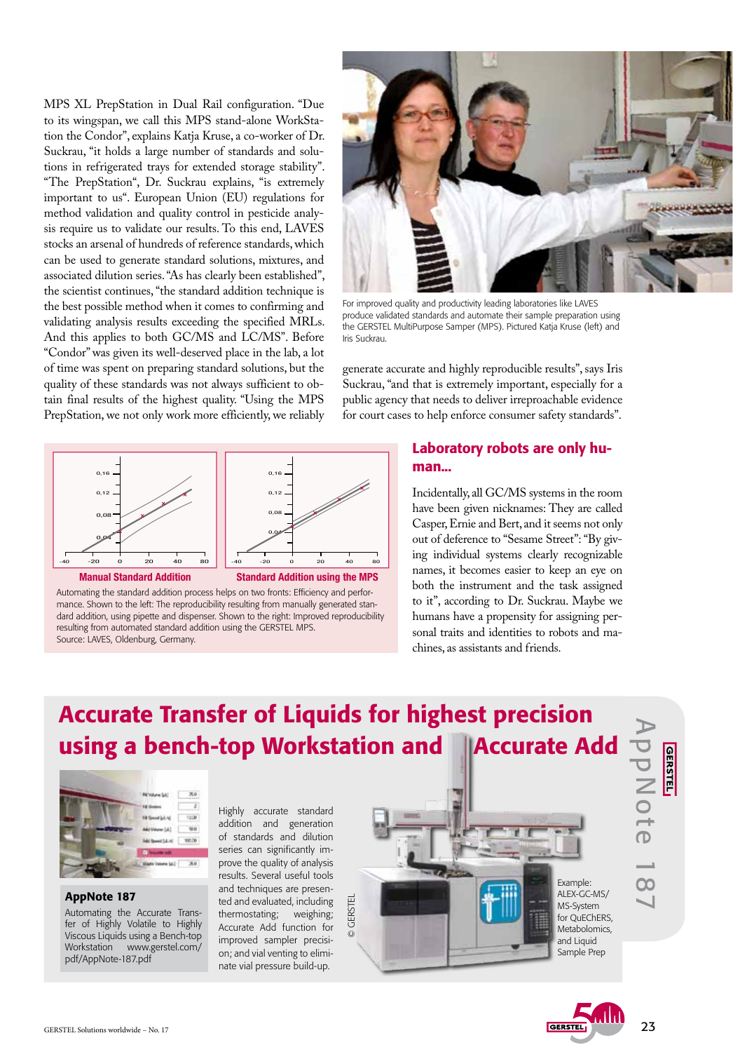MPS XL PrepStation in Dual Rail configuration. "Due to its wingspan, we call this MPS stand-alone WorkStation the Condor", explains Katja Kruse, a co-worker of Dr. Suckrau, "it holds a large number of standards and solutions in refrigerated trays for extended storage stability". "The PrepStation", Dr. Suckrau explains, "is extremely important to us". European Union (EU) regulations for method validation and quality control in pesticide analysis require us to validate our results. To this end, LAVES stocks an arsenal of hundreds of reference standards, which can be used to generate standard solutions, mixtures, and associated dilution series. "As has clearly been established", the scientist continues, "the standard addition technique is the best possible method when it comes to confirming and validating analysis results exceeding the specified MRLs. And this applies to both GC/MS and LC/MS". Before "Condor" was given its well-deserved place in the lab, a lot of time was spent on preparing standard solutions, but the quality of these standards was not always sufficient to obtain final results of the highest quality. "Using the MPS PrepStation, we not only work more efficiently, we reliably generate accurate and highly reproducible results", says Iris Suckrau, "and that is extremely important, especially for a public agency that needs to deliver irreproachable evidence for court cases to help enforce consumer safety standards".

For improved quality and productivity leading laboratories like LAVES produce validated standards and automate their sample preparation using the GERSTEL MultiPurpose Samper (MPS). Pictured Katja Kruse (left) and Iris Suckrau.

0,16
0,12
0,08
0,04
-40 -20 0 20 40 80

**Manual Standard Addition**

0,16
0,12
0,08
0,04
-40 -20 0 20 40 80

**Standard Addition using the MPS**

Automating the standard addition process helps on two fronts: Efficiency and performance. Shown to the left: The reproducibility resulting from manually generated standard addition, using pipette and dispenser. Shown to the right: Improved reproducibility resulting from automated standard addition using the GERSTEL MPS. Source: LAVES, Oldenburg, Germany.

## Laboratory robots are only human...

Incidentally, all GC/MS systems in the room have been given nicknames: They are called Casper, Ernie and Bert, and it seems not only out of deference to "Sesame Street": "By giving individual systems clearly recognizable names, it becomes easier to keep an eye on both the instrument and the task assigned to it", according to Dr. Suckrau. Maybe we humans have a propensity for assigning personal traits and identities to robots and machines, as assistants and friends.

# Accurate Transfer of Liquids for highest precision using a bench-top Workstation and Accurate Add

AppNote 187

### AppNote 187

Automating the Accurate Transfer of Highly Volatile to Highly Viscous Liquids using a Bench-top Workstation www.gerstel.com/pdf/AppNote-187.pdf

Highly accurate standard addition and generation of standards and dilution series can significantly improve the quality of analysis results. Several useful tools and techniques are presented and evaluated, including thermostating; weighing; Accurate Add function for improved sampler precision; and vial venting to eliminate vial pressure build-up.

© GERSTEL

Example: ALEX-GC-MS/MS-System for QuEChERS, Metabolomics, and Liquid Sample Prep